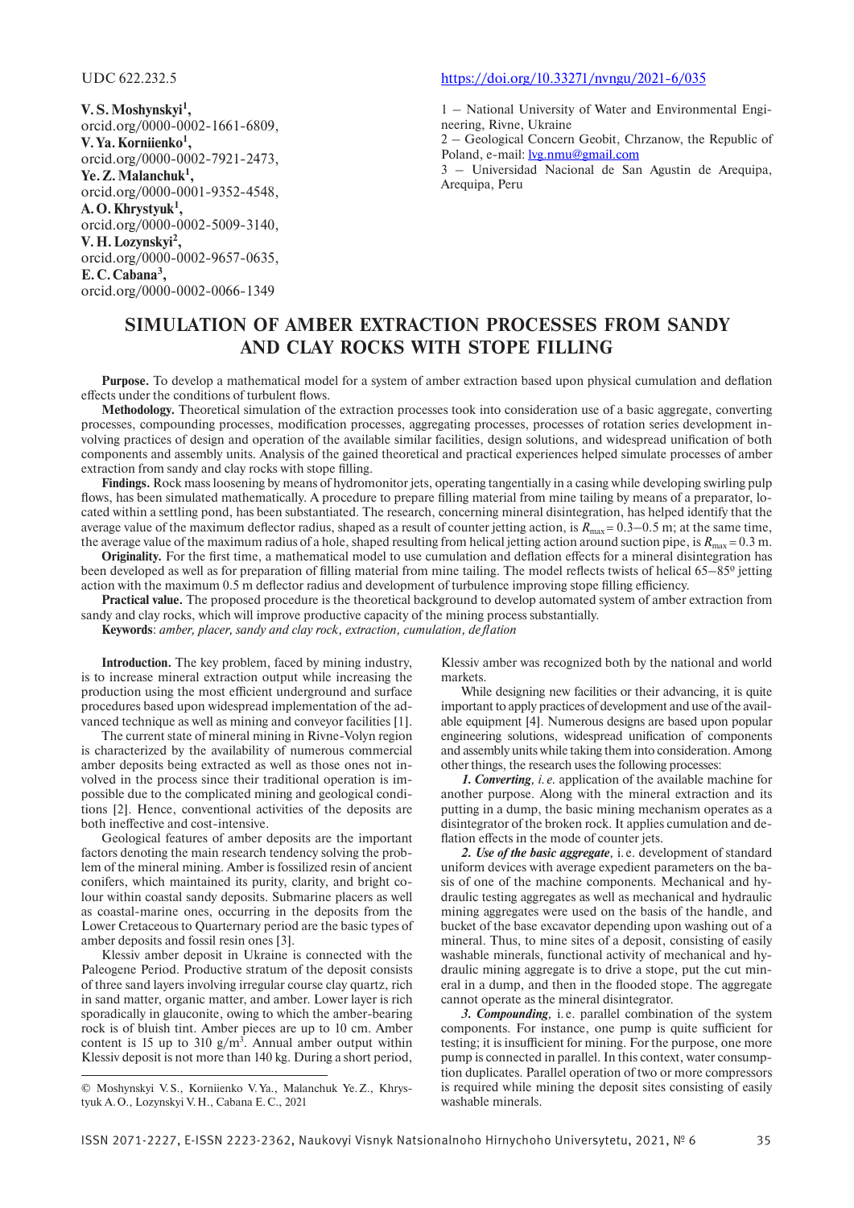UDC 622.232.5

https://doi.org/10.33271/nvngu/2021-6/035

**V. S. Moshynskyi**[1],
orcid.org/0000-0002-1661-6809,
**V. Ya. Korniienko**[1],
orcid.org/0000-0002-7921-2473,
**Ye. Z. Malanchuk**[1],
orcid.org/0000-0001-9352-4548,
**A. O. Khrystyuk**[1],
orcid.org/0000-0002-5009-3140,
**V. H. Lozynskyi**[2],
orcid.org/0000-0002-9657-0635,
**E. C. Cabana**[3],
orcid.org/0000-0002-0066-1349

1 – National University of Water and Environmental Engineering, Rivne, Ukraine
2 – Geological Concern Geobit, Chrzanow, the Republic of Poland, e-mail: lvg.nmu@gmail.com
3 – Universidad Nacional de San Agustin de Arequipa, Arequipa, Peru

# SIMULATION OF AMBER EXTRACTION PROCESSES FROM SANDY AND CLAY ROCKS WITH STOPE FILLING

**Purpose.** To develop a mathematical model for a system of amber extraction based upon physical cumulation and deflation effects under the conditions of turbulent flows.

**Methodology.** Theoretical simulation of the extraction processes took into consideration use of a basic aggregate, converting processes, compounding processes, modification processes, aggregating processes, processes of rotation series development involving practices of design and operation of the available similar facilities, design solutions, and widespread unification of both components and assembly units. Analysis of the gained theoretical and practical experiences helped simulate processes of amber extraction from sandy and clay rocks with stope filling.

**Findings.** Rock mass loosening by means of hydromonitor jets, operating tangentially in a casing while developing swirling pulp flows, has been simulated mathematically. A procedure to prepare filling material from mine tailing by means of a preparator, located within a settling pond, has been substantiated. The research, concerning mineral disintegration, has helped identify that the average value of the maximum deflector radius, shaped as a result of counter jetting action, is $R_{max} = 0.3–0.5$ m; at the same time, the average value of the maximum radius of a hole, shaped resulting from helical jetting action around suction pipe, is $R_{max} = 0.3$ m.

**Originality.** For the first time, a mathematical model to use cumulation and deflation effects for a mineral disintegration has been developed as well as for preparation of filling material from mine tailing. The model reflects twists of helical 65–85° jetting action with the maximum 0.5 m deflector radius and development of turbulence improving stope filling efficiency.

**Practical value.** The proposed procedure is the theoretical background to develop automated system of amber extraction from sandy and clay rocks, which will improve productive capacity of the mining process substantially.

**Keywords**: *amber, placer, sandy and clay rock, extraction, cumulation, deflation*

**Introduction.** The key problem, faced by mining industry, is to increase mineral extraction output while increasing the production using the most efficient underground and surface procedures based upon widespread implementation of the advanced technique as well as mining and conveyor facilities [1].

The current state of mineral mining in Rivne-Volyn region is characterized by the availability of numerous commercial amber deposits being extracted as well as those ones not involved in the process since their traditional operation is impossible due to the complicated mining and geological conditions [2]. Hence, conventional activities of the deposits are both ineffective and cost-intensive.

Geological features of amber deposits are the important factors denoting the main research tendency solving the problem of the mineral mining. Amber is fossilized resin of ancient conifers, which maintained its purity, clarity, and bright colour within coastal sandy deposits. Submarine placers as well as coastal-marine ones, occurring in the deposits from the Lower Cretaceous to Quarternary period are the basic types of amber deposits and fossil resin ones [3].

Klessiv amber deposit in Ukraine is connected with the Paleogene Period. Productive stratum of the deposit consists of three sand layers involving irregular course clay quartz, rich in sand matter, organic matter, and amber. Lower layer is rich sporadically in glauconite, owing to which the amber-bearing rock is of bluish tint. Amber pieces are up to 10 cm. Amber content is 15 up to 310 g/m$^3$. Annual amber output within Klessiv deposit is not more than 140 kg. During a short period, Klessiv amber was recognized both by the national and world markets.

While designing new facilities or their advancing, it is quite important to apply practices of development and use of the available equipment [4]. Numerous designs are based upon popular engineering solutions, widespread unification of components and assembly units while taking them into consideration. Among other things, the research uses the following processes:

***1. Converting****, i. e.* application of the available machine for another purpose. Along with the mineral extraction and its putting in a dump, the basic mining mechanism operates as a disintegrator of the broken rock. It applies cumulation and deflation effects in the mode of counter jets.

***2. Use of the basic aggregate****,* i. e. development of standard uniform devices with average expedient parameters on the basis of one of the machine components. Mechanical and hydraulic testing aggregates as well as mechanical and hydraulic mining aggregates were used on the basis of the handle, and bucket of the base excavator depending upon washing out of a mineral. Thus, to mine sites of a deposit, consisting of easily washable minerals, functional activity of mechanical and hydraulic mining aggregate is to drive a stope, put the cut mineral in a dump, and then in the flooded stope. The aggregate cannot operate as the mineral disintegrator.

***3. Compounding****,* i. e. parallel combination of the system components. For instance, one pump is quite sufficient for testing; it is insufficient for mining. For the purpose, one more pump is connected in parallel. In this context, water consumption duplicates. Parallel operation of two or more compressors is required while mining the deposit sites consisting of easily washable minerals.

© Moshynskyi V. S., Korniienko V. Ya., Malanchuk Ye. Z., Khrystyuk A. O., Lozynskyi V. H., Cabana E. C., 2021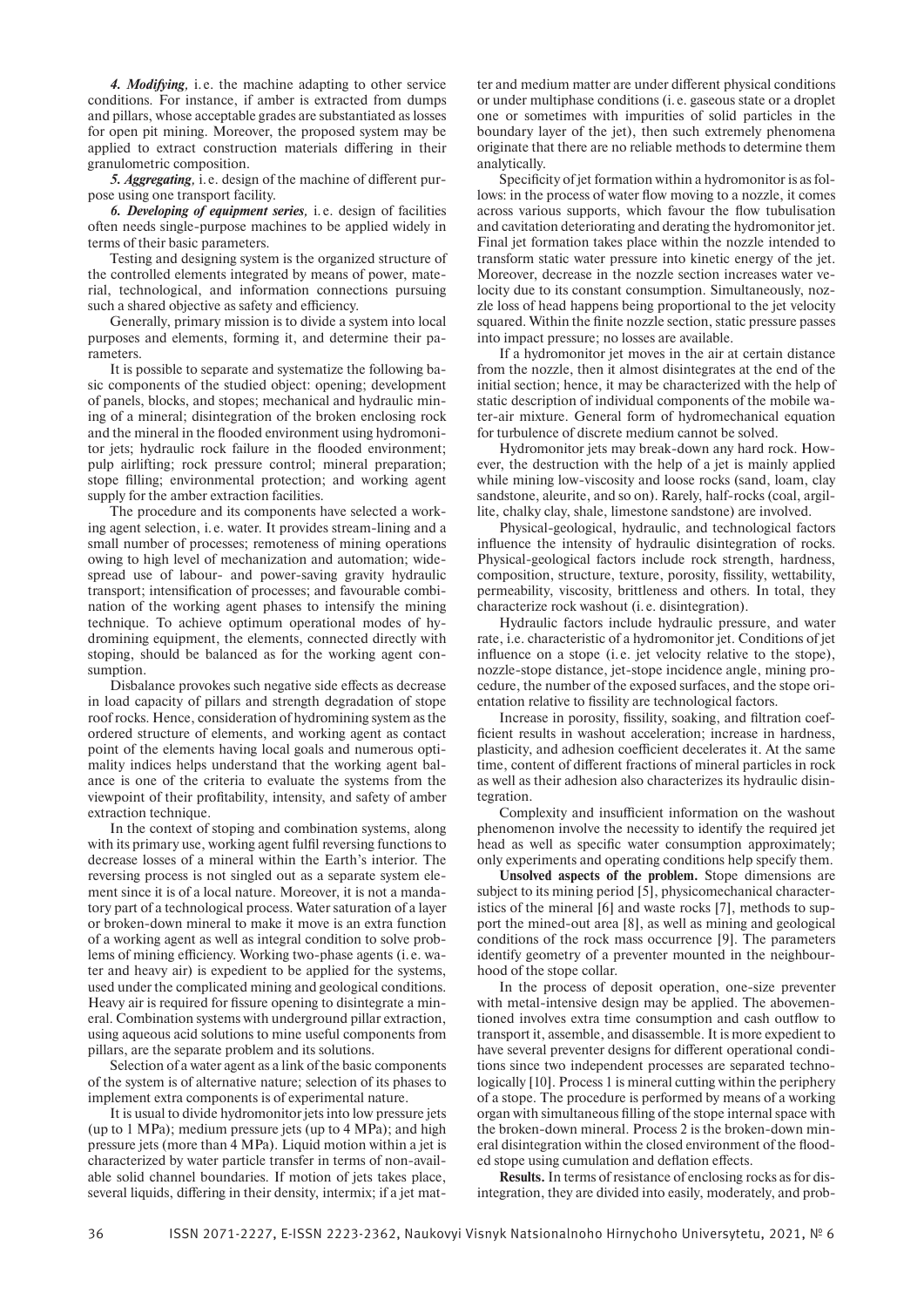*4. Modifying,* i.e. the machine adapting to other service conditions. For instance, if amber is extracted from dumps and pillars, whose acceptable grades are substantiated as losses for open pit mining. Moreover, the proposed system may be applied to extract construction materials differing in their granulometric composition.

*5. Aggregating,* i.e. design of the machine of different purpose using one transport facility.

*6. Developing of equipment series,* i.e. design of facilities often needs single-purpose machines to be applied widely in terms of their basic parameters.

Testing and designing system is the organized structure of the controlled elements integrated by means of power, material, technological, and information connections pursuing such a shared objective as safety and efficiency.

Generally, primary mission is to divide a system into local purposes and elements, forming it, and determine their parameters.

It is possible to separate and systematize the following basic components of the studied object: opening; development of panels, blocks, and stopes; mechanical and hydraulic mining of a mineral; disintegration of the broken enclosing rock and the mineral in the flooded environment using hydromonitor jets; hydraulic rock failure in the flooded environment; pulp airlifting; rock pressure control; mineral preparation; stope filling; environmental protection; and working agent supply for the amber extraction facilities.

The procedure and its components have selected a working agent selection, i.e. water. It provides stream-lining and a small number of processes; remoteness of mining operations owing to high level of mechanization and automation; widespread use of labour- and power-saving gravity hydraulic transport; intensification of processes; and favourable combination of the working agent phases to intensify the mining technique. To achieve optimum operational modes of hydromining equipment, the elements, connected directly with stoping, should be balanced as for the working agent consumption.

Disbalance provokes such negative side effects as decrease in load capacity of pillars and strength degradation of stope roof rocks. Hence, consideration of hydromining system as the ordered structure of elements, and working agent as contact point of the elements having local goals and numerous optimality indices helps understand that the working agent balance is one of the criteria to evaluate the systems from the viewpoint of their profitability, intensity, and safety of amber extraction technique.

In the context of stoping and combination systems, along with its primary use, working agent fulfil reversing functions to decrease losses of a mineral within the Earth's interior. The reversing process is not singled out as a separate system element since it is of a local nature. Moreover, it is not a mandatory part of a technological process. Water saturation of a layer or broken-down mineral to make it move is an extra function of a working agent as well as integral condition to solve problems of mining efficiency. Working two-phase agents (i.e. water and heavy air) is expedient to be applied for the systems, used under the complicated mining and geological conditions. Heavy air is required for fissure opening to disintegrate a mineral. Combination systems with underground pillar extraction, using aqueous acid solutions to mine useful components from pillars, are the separate problem and its solutions.

Selection of a water agent as a link of the basic components of the system is of alternative nature; selection of its phases to implement extra components is of experimental nature.

It is usual to divide hydromonitor jets into low pressure jets (up to 1 MPa); medium pressure jets (up to 4 MPa); and high pressure jets (more than 4 MPa). Liquid motion within a jet is characterized by water particle transfer in terms of non-available solid channel boundaries. If motion of jets takes place, several liquids, differing in their density, intermix; if a jet matter and medium matter are under different physical conditions or under multiphase conditions (i.e. gaseous state or a droplet one or sometimes with impurities of solid particles in the boundary layer of the jet), then such extremely phenomena originate that there are no reliable methods to determine them analytically.

Specificity of jet formation within a hydromonitor is as follows: in the process of water flow moving to a nozzle, it comes across various supports, which favour the flow tubulisation and cavitation deteriorating and derating the hydromonitor jet. Final jet formation takes place within the nozzle intended to transform static water pressure into kinetic energy of the jet. Moreover, decrease in the nozzle section increases water velocity due to its constant consumption. Simultaneously, nozzle loss of head happens being proportional to the jet velocity squared. Within the finite nozzle section, static pressure passes into impact pressure; no losses are available.

If a hydromonitor jet moves in the air at certain distance from the nozzle, then it almost disintegrates at the end of the initial section; hence, it may be characterized with the help of static description of individual components of the mobile water-air mixture. General form of hydromechanical equation for turbulence of discrete medium cannot be solved.

Hydromonitor jets may break-down any hard rock. However, the destruction with the help of a jet is mainly applied while mining low-viscosity and loose rocks (sand, loam, clay sandstone, aleurite, and so on). Rarely, half-rocks (coal, argillite, chalky clay, shale, limestone sandstone) are involved.

Physical-geological, hydraulic, and technological factors influence the intensity of hydraulic disintegration of rocks. Physical-geological factors include rock strength, hardness, composition, structure, texture, porosity, fissility, wettability, permeability, viscosity, brittleness and others. In total, they characterize rock washout (i.e. disintegration).

Hydraulic factors include hydraulic pressure, and water rate, i.e. characteristic of a hydromonitor jet. Conditions of jet influence on a stope (i.e. jet velocity relative to the stope), nozzle-stope distance, jet-stope incidence angle, mining procedure, the number of the exposed surfaces, and the stope orientation relative to fissility are technological factors.

Increase in porosity, fissility, soaking, and filtration coefficient results in washout acceleration; increase in hardness, plasticity, and adhesion coefficient decelerates it. At the same time, content of different fractions of mineral particles in rock as well as their adhesion also characterizes its hydraulic disintegration.

Complexity and insufficient information on the washout phenomenon involve the necessity to identify the required jet head as well as specific water consumption approximately; only experiments and operating conditions help specify them.

**Unsolved aspects of the problem.** Stope dimensions are subject to its mining period [5], physicomechanical characteristics of the mineral [6] and waste rocks [7], methods to support the mined-out area [8], as well as mining and geological conditions of the rock mass occurrence [9]. The parameters identify geometry of a preventer mounted in the neighbourhood of the stope collar.

In the process of deposit operation, one-size preventer with metal-intensive design may be applied. The abovementioned involves extra time consumption and cash outflow to transport it, assemble, and disassemble. It is more expedient to have several preventer designs for different operational conditions since two independent processes are separated technologically [10]. Process 1 is mineral cutting within the periphery of a stope. The procedure is performed by means of a working organ with simultaneous filling of the stope internal space with the broken-down mineral. Process 2 is the broken-down mineral disintegration within the closed environment of the flooded stope using cumulation and deflation effects.

**Results.** In terms of resistance of enclosing rocks as for disintegration, they are divided into easily, moderately, and prob-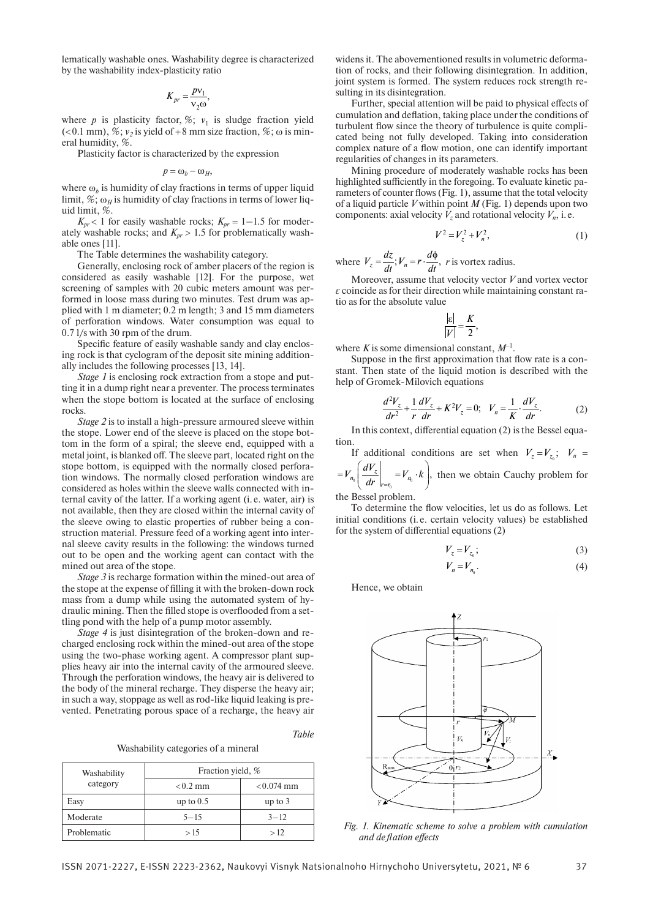lematically washable ones. Washability degree is characterized by the washability index-plasticity ratio

$$K_{pr} = \frac{p\nu_1}{\nu_2\omega},$$

where $p$ is plasticity factor, %; $\nu_1$ is sludge fraction yield (<0.1 mm), %; $\nu_2$ is yield of +8 mm size fraction, %; ω is mineral humidity, %.

Plasticity factor is characterized by the expression

$$p = \omega_b - \omega_H,$$

where $\omega_b$ is humidity of clay fractions in terms of upper liquid limit, %; $\omega_H$ is humidity of clay fractions in terms of lower liquid limit, %.

$K_{pr} < 1$ for easily washable rocks; $K_{pr} = 1–1.5$ for moderately washable rocks; and $K_{pr} > 1.5$ for problematically washable ones [11].

The Table determines the washability category.

Generally, enclosing rock of amber placers of the region is considered as easily washable [12]. For the purpose, wet screening of samples with 20 cubic meters amount was performed in loose mass during two minutes. Test drum was applied with 1 m diameter; 0.2 m length; 3 and 15 mm diameters of perforation windows. Water consumption was equal to 0.7 l/s with 30 rpm of the drum.

Specific feature of easily washable sandy and clay enclosing rock is that cyclogram of the deposit site mining additionally includes the following processes [13, 14].

*Stage 1* is enclosing rock extraction from a stope and putting it in a dump right near a preventer. The process terminates when the stope bottom is located at the surface of enclosing rocks.

*Stage 2* is to install a high-pressure armoured sleeve within the stope. Lower end of the sleeve is placed on the stope bottom in the form of a spiral; the sleeve end, equipped with a metal joint, is blanked off. The sleeve part, located right on the stope bottom, is equipped with the normally closed perforation windows. The normally closed perforation windows are considered as holes within the sleeve walls connected with internal cavity of the latter. If a working agent (i. e. water, air) is not available, then they are closed within the internal cavity of the sleeve owing to elastic properties of rubber being a construction material. Pressure feed of a working agent into internal sleeve cavity results in the following: the windows turned out to be open and the working agent can contact with the mined out area of the stope.

*Stage 3* is recharge formation within the mined-out area of the stope at the expense of filling it with the broken-down rock mass from a dump while using the automated system of hydraulic mining. Then the filled stope is overflooded from a settling pond with the help of a pump motor assembly.

*Stage 4* is just disintegration of the broken-down and recharged enclosing rock within the mined-out area of the stope using the two-phase working agent. A compressor plant supplies heavy air into the internal cavity of the armoured sleeve. Through the perforation windows, the heavy air is delivered to the body of the mineral recharge. They disperse the heavy air; in such a way, stoppage as well as rod-like liquid leaking is prevented. Penetrating porous space of a recharge, the heavy air widens it. The abovementioned results in volumetric deformation of rocks, and their following disintegration. In addition, joint system is formed. The system reduces rock strength resulting in its disintegration.

*Table*

Washability categories of a mineral

| Washability category | Fraction yield, % | |
|---|---|---|
| | <0.2 mm | <0.074 mm |
| Easy | up to 0.5 | up to 3 |
| Moderate | 5–15 | 3–12 |
| Problematic | >15 | >12 |

Further, special attention will be paid to physical effects of cumulation and deflation, taking place under the conditions of turbulent flow since the theory of turbulence is quite complicated being not fully developed. Taking into consideration complex nature of a flow motion, one can identify important regularities of changes in its parameters.

Mining procedure of moderately washable rocks has been highlighted sufficiently in the foregoing. To evaluate kinetic parameters of counter flows (Fig. 1), assume that the total velocity of a liquid particle $V$ within point $M$ (Fig. 1) depends upon two components: axial velocity $V_z$ and rotational velocity $V_n$, i. e.

$$V^2 = V_z^2 + V_n^2, \tag{1}$$

where $V_z = \frac{dz}{dt}; V_n = r \cdot \frac{d\phi}{dt}$, $r$ is vortex radius.

Moreover, assume that velocity vector $V$ and vortex vector $\varepsilon$ coincide as for their direction while maintaining constant ratio as for the absolute value

$$\frac{|\varepsilon|}{|V|} = \frac{K}{2},$$

where $K$ is some dimensional constant, $M^{-1}$.

Suppose in the first approximation that flow rate is a constant. Then state of the liquid motion is described with the help of Gromek-Milovich equations

$$\frac{d^2V_z}{dr^2} + \frac{1}{r}\frac{dV_z}{dr} + K^2V_z = 0; \quad V_n = \frac{1}{K} \cdot \frac{dV_z}{dr}. \tag{2}$$

In this context, differential equation (2) is the Bessel equation.

If additional conditions are set when $V_z = V_{z_0}$; $V_n = V_{n_0}\left(\left.\frac{dV_z}{dr}\right|_{r=r_0} = V_{n_0} \cdot k\right)$, then we obtain Cauchy problem for the Bessel problem.

To determine the flow velocities, let us do as follows. Let initial conditions (i. e. certain velocity values) be established for the system of differential equations (2)

$$V_z = V_{z_0}; \tag{3}$$

$$V_n = V_{n_0}. \tag{4}$$

Hence, we obtain

Z

$r_1$

φ

M

r

$V_n$

$V_z$

X

$R_{вих}$

$0_1$ $r_2$

Y

*Fig. 1. Kinematic scheme to solve a problem with cumulation and deflation effects*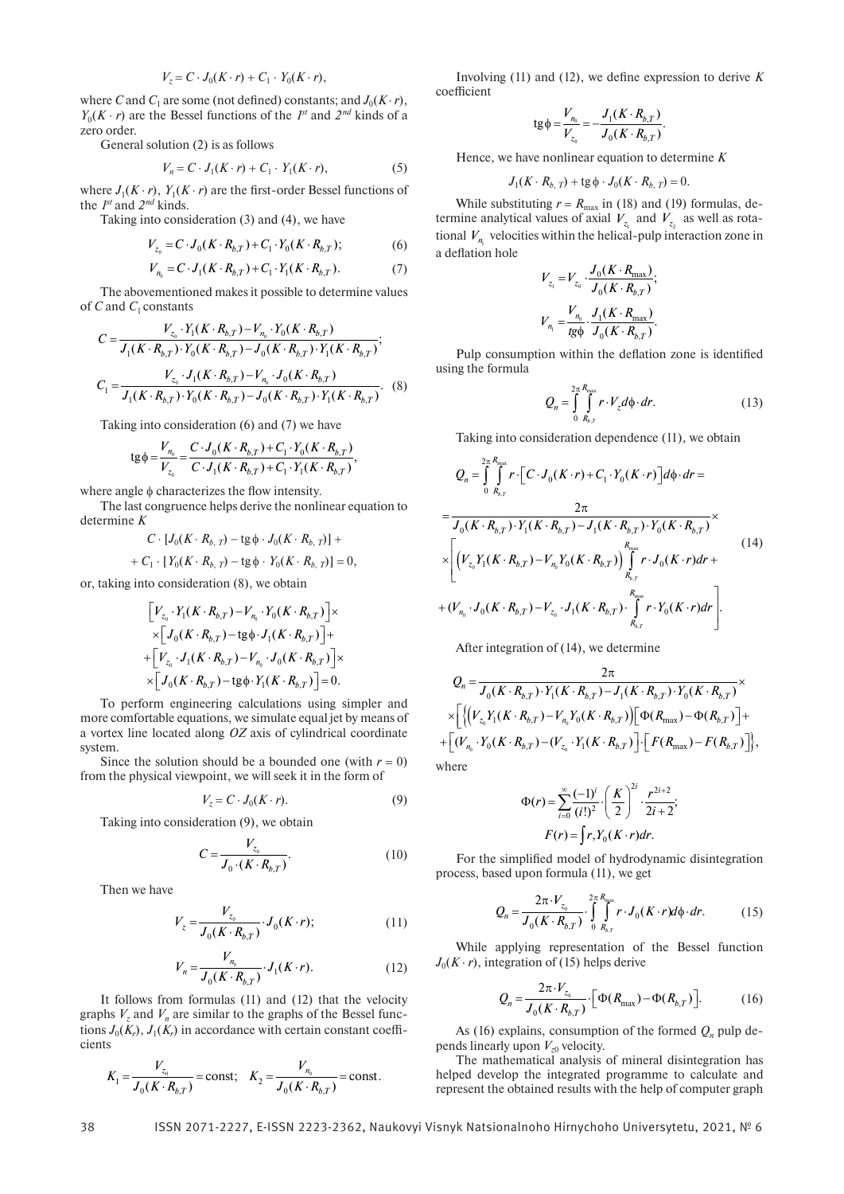$$V_z = C \cdot J_0(K \cdot r) + C_1 \cdot Y_0(K \cdot r),$$

where $C$ and $C_1$ are some (not defined) constants; and $J_0(K \cdot r)$, $Y_0(K \cdot r)$ are the Bessel functions of the $1^{st}$ and $2^{nd}$ kinds of a zero order.

General solution (2) is as follows

$$V_n = C \cdot J_1(K \cdot r) + C_1 \cdot Y_1(K \cdot r), \tag{5}$$

where $J_1(K \cdot r)$, $Y_1(K \cdot r)$ are the first-order Bessel functions of the $1^{st}$ and $2^{nd}$ kinds.

Taking into consideration (3) and (4), we have

$$V_{z_0} = C \cdot J_0(K \cdot R_{b,T}) + C_1 \cdot Y_0(K \cdot R_{b,T}); \tag{6}$$

$$V_{n_0} = C \cdot J_1(K \cdot R_{b,T}) + C_1 \cdot Y_1(K \cdot R_{b,T}). \tag{7}$$

The abovementioned makes it possible to determine values of $C$ and $C_1$ constants

$$C = \frac{V_{z_0} \cdot Y_1(K \cdot R_{b,T}) - V_{n_0} \cdot Y_0(K \cdot R_{b,T})}{J_1(K \cdot R_{b,T}) \cdot Y_0(K \cdot R_{b,T}) - J_0(K \cdot R_{b,T}) \cdot Y_1(K \cdot R_{b,T})};$$

$$C_1 = \frac{V_{z_0} \cdot J_1(K \cdot R_{b,T}) - V_{n_0} \cdot J_0(K \cdot R_{b,T})}{J_1(K \cdot R_{b,T}) \cdot Y_0(K \cdot R_{b,T}) - J_0(K \cdot R_{b,T}) \cdot Y_1(K \cdot R_{b,T})}. \tag{8}$$

Taking into consideration (6) and (7) we have

$$\operatorname{tg}\phi = \frac{V_{n_0}}{V_{z_0}} = \frac{C \cdot J_0(K \cdot R_{b,T}) + C_1 \cdot Y_0(K \cdot R_{b,T})}{C \cdot J_1(K \cdot R_{b,T}) + C_1 \cdot Y_1(K \cdot R_{b,T})},$$

where angle $\phi$ characterizes the flow intensity.

The last congruence helps derive the nonlinear equation to determine $K$

$$C \cdot [J_0(K \cdot R_{b,T}) - \operatorname{tg}\phi \cdot J_0(K \cdot R_{b,T})] +$$
$$+ C_1 \cdot [Y_0(K \cdot R_{b,T}) - \operatorname{tg}\phi \cdot Y_0(K \cdot R_{b,T})] = 0,$$

or, taking into consideration (8), we obtain

$$\begin{aligned}
&\left[V_{z_0} \cdot Y_1(K \cdot R_{b,T}) - V_{n_0} \cdot Y_0(K \cdot R_{b,T})\right] \times \\
&\times \left[J_0(K \cdot R_{b,T}) - \operatorname{tg}\phi \cdot J_1(K \cdot R_{b,T})\right] + \\
&+ \left[V_{z_0} \cdot J_1(K \cdot R_{b,T}) - V_{n_0} \cdot J_0(K \cdot R_{b,T})\right] \times \\
&\times \left[J_0(K \cdot R_{b,T}) - \operatorname{tg}\phi \cdot Y_1(K \cdot R_{b,T})\right] = 0.
\end{aligned}$$

To perform engineering calculations using simpler and more comfortable equations, we simulate equal jet by means of a vortex line located along $OZ$ axis of cylindrical coordinate system.

Since the solution should be a bounded one (with $r = 0$) from the physical viewpoint, we will seek it in the form of

$$V_z = C \cdot J_0(K \cdot r). \tag{9}$$

Taking into consideration (9), we obtain

$$C = \frac{V_{z_0}}{J_0 \cdot (K \cdot R_{b,T})}. \tag{10}$$

Then we have

$$V_z = \frac{V_{z_0}}{J_0(K \cdot R_{b,T})} \cdot J_0(K \cdot r); \tag{11}$$

$$V_n = \frac{V_{n_0}}{J_0(K \cdot R_{b,T})} \cdot J_1(K \cdot r). \tag{12}$$

It follows from formulas (11) and (12) that the velocity graphs $V_z$ and $V_n$ are similar to the graphs of the Bessel functions $J_0(K_r)$, $J_1(K_r)$ in accordance with certain constant coefficients

$$K_1 = \frac{V_{z_0}}{J_0(K \cdot R_{b,T})} = \text{const}; \quad K_2 = \frac{V_{n_0}}{J_0(K \cdot R_{b,T})} = \text{const}.$$

Involving (11) and (12), we define expression to derive $K$ coefficient

$$\operatorname{tg}\phi = \frac{V_{n_0}}{V_{z_0}} = -\frac{J_1(K \cdot R_{b,T})}{J_0(K \cdot R_{b,T})}.$$

Hence, we have nonlinear equation to determine $K$

$$J_1(K \cdot R_{b,T}) + \operatorname{tg}\phi \cdot J_0(K \cdot R_{b,T}) = 0.$$

While substituting $r = R_{\max}$ in (18) and (19) formulas, determine analytical values of axial $V_{z_1}$ and $V_{z_2}$ as well as rotational $V_{n_1}$ velocities within the helical-pulp interaction zone in a deflation hole

$$V_{z_1} = V_{z_0} \cdot \frac{J_0(K \cdot R_{\max})}{J_0(K \cdot R_{b,T})};$$

$$V_{n_1} = \frac{V_{n_0}}{tg\phi} \cdot \frac{J_1(K \cdot R_{\max})}{J_0(K \cdot R_{b,T})}.$$

Pulp consumption within the deflation zone is identified using the formula

$$Q_n = \int_0^{2\pi} \int_{R_{b,T}}^{R_{\max}} r \cdot V_z d\phi \cdot dr. \tag{13}$$

Taking into consideration dependence (11), we obtain

$$\begin{aligned}
Q_n &= \int_0^{2\pi} \int_{R_{b,T}}^{R_{\max}} r \cdot \left[C \cdot J_0(K \cdot r) + C_1 \cdot Y_0(K \cdot r)\right] d\phi \cdot dr = \\
&= \frac{2\pi}{J_0(K \cdot R_{b,T}) \cdot Y_1(K \cdot R_{b,T}) - J_1(K \cdot R_{b,T}) \cdot Y_0(K \cdot R_{b,T})} \times \\
&\times \left[\left(V_{z_0} Y_1(K \cdot R_{b,T}) - V_{n_0} Y_0(K \cdot R_{b,T})\right) \int_{R_{b,T}}^{R_{\max}} r \cdot J_0(K \cdot r) dr + \right. \\
&\left. + (V_{n_0} \cdot J_0(K \cdot R_{b,T}) - V_{z_0} \cdot J_1(K \cdot R_{b,T}) \cdot \int_{R_{b,T}}^{R_{\max}} r \cdot Y_0(K \cdot r) dr\right].
\end{aligned} \tag{14}$$

After integration of (14), we determine

$$\begin{aligned}
Q_n &= \frac{2\pi}{J_0(K \cdot R_{b,T}) \cdot Y_1(K \cdot R_{b,T}) - J_1(K \cdot R_{b,T}) \cdot Y_0(K \cdot R_{b,T})} \times \\
&\times \left[\left\{\left(V_{z_0} Y_1(K \cdot R_{b,T}) - V_{n_0} Y_0(K \cdot R_{b,T})\right)\left[\Phi(R_{\max}) - \Phi(R_{b,T})\right] + \right.\right. \\
&\left.\left. + \left[(V_{n_0} \cdot Y_0(K \cdot R_{b,T}) - (V_{z_0} \cdot Y_1(K \cdot R_{b,T})\right] \cdot \left[F(R_{\max}) - F(R_{b,T})\right]\right\}\right],
\end{aligned}$$

where

$$\Phi(r) = \sum_{i=0}^{\infty} \frac{(-1)^i}{(i!)^2} \cdot \left(\frac{K}{2}\right)^{2i} \cdot \frac{r^{2i+2}}{2i+2};$$

$$F(r) = \int r, Y_0(K \cdot r) dr.$$

For the simplified model of hydrodynamic disintegration process, based upon formula (11), we get

$$Q_n = \frac{2\pi \cdot V_{z_0}}{J_0(K \cdot R_{b,T})} \cdot \int_0^{2\pi} \int_{R_{b,T}}^{R_{\max}} r \cdot J_0(K \cdot r) d\phi \cdot dr. \tag{15}$$

While applying representation of the Bessel function $J_0(K \cdot r)$, integration of (15) helps derive

$$Q_n = \frac{2\pi \cdot V_{z_0}}{J_0(K \cdot R_{b,T})} \cdot \left[\Phi(R_{\max}) - \Phi(R_{b,T})\right]. \tag{16}$$

As (16) explains, consumption of the formed $Q_n$ pulp depends linearly upon $V_{z0}$ velocity.

The mathematical analysis of mineral disintegration has helped develop the integrated programme to calculate and represent the obtained results with the help of computer graph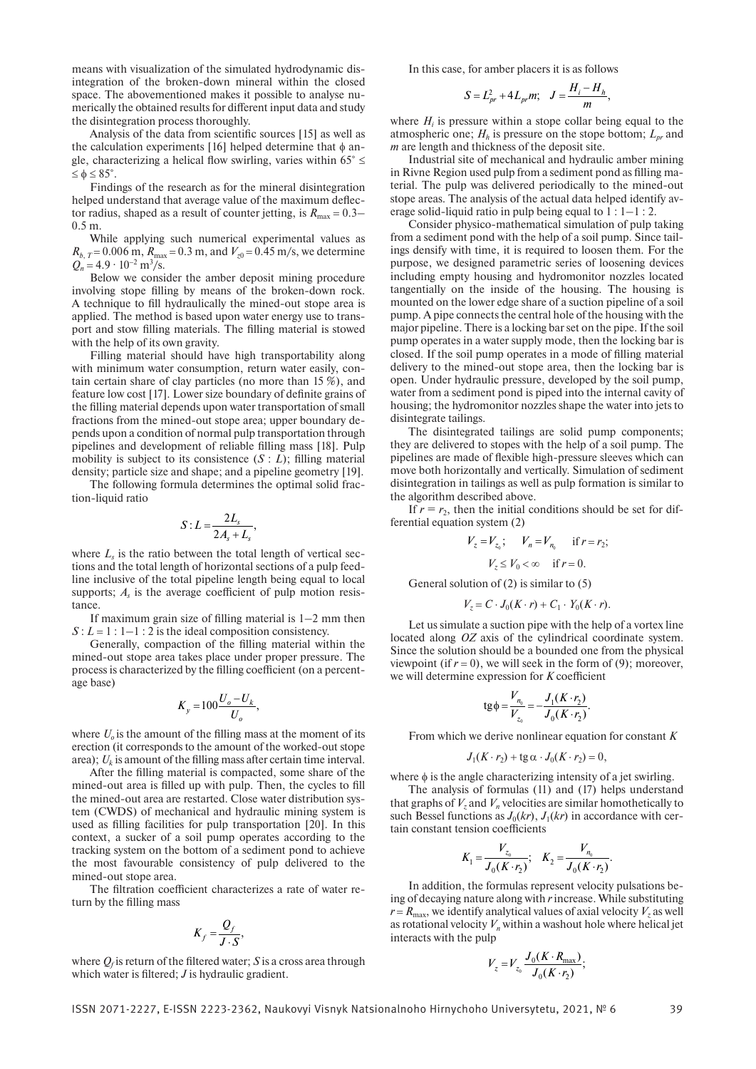means with visualization of the simulated hydrodynamic disintegration of the broken-down mineral within the closed space. The abovementioned makes it possible to analyse numerically the obtained results for different input data and study the disintegration process thoroughly.

Analysis of the data from scientific sources [15] as well as the calculation experiments [16] helped determine that $\phi$ angle, characterizing a helical flow swirling, varies within $65° \le \le \phi \le 85°$.

Findings of the research as for the mineral disintegration helped understand that average value of the maximum deflector radius, shaped as a result of counter jetting, is $R_{\max} = 0.3$–$0.5$ m.

While applying such numerical experimental values as $R_{b,T} = 0.006$ m, $R_{\max} = 0.3$ m, and $V_{z0} = 0.45$ m/s, we determine $Q_n = 4.9 \cdot 10^{-2}$ m$^3$/s.

Below we consider the amber deposit mining procedure involving stope filling by means of the broken-down rock. A technique to fill hydraulically the mined-out stope area is applied. The method is based upon water energy use to transport and stow filling materials. The filling material is stowed with the help of its own gravity.

Filling material should have high transportability along with minimum water consumption, return water easily, contain certain share of clay particles (no more than 15 %), and feature low cost [17]. Lower size boundary of definite grains of the filling material depends upon water transportation of small fractions from the mined-out stope area; upper boundary depends upon a condition of normal pulp transportation through pipelines and development of reliable filling mass [18]. Pulp mobility is subject to its consistence ($S : L$); filling material density; particle size and shape; and a pipeline geometry [19].

The following formula determines the optimal solid fraction-liquid ratio

$$S : L = \frac{2L_s}{2A_s + L_s},$$

where $L_s$ is the ratio between the total length of vertical sections and the total length of horizontal sections of a pulp feedline inclusive of the total pipeline length being equal to local supports; $A_s$ is the average coefficient of pulp motion resistance.

If maximum grain size of filling material is 1–2 mm then $S : L = 1 : 1$–$1 : 2$ is the ideal composition consistency.

Generally, compaction of the filling material within the mined-out stope area takes place under proper pressure. The process is characterized by the filling coefficient (on a percentage base)

$$K_y = 100\frac{U_o - U_k}{U_o},$$

where $U_o$ is the amount of the filling mass at the moment of its erection (it corresponds to the amount of the worked-out stope area); $U_k$ is amount of the filling mass after certain time interval.

After the filling material is compacted, some share of the mined-out area is filled up with pulp. Then, the cycles to fill the mined-out area are restarted. Close water distribution system (CWDS) of mechanical and hydraulic mining system is used as filling facilities for pulp transportation [20]. In this context, a sucker of a soil pump operates according to the tracking system on the bottom of a sediment pond to achieve the most favourable consistency of pulp delivered to the mined-out stope area.

The filtration coefficient characterizes a rate of water return by the filling mass

$$K_f = \frac{Q_f}{J \cdot S},$$

where $Q_f$ is return of the filtered water; $S$ is a cross area through which water is filtered; $J$ is hydraulic gradient.

In this case, for amber placers it is as follows

$$S = L_{pr}^2 + 4L_{pr}m; \quad J = \frac{H_i - H_h}{m},$$

where $H_i$ is pressure within a stope collar being equal to the atmospheric one; $H_h$ is pressure on the stope bottom; $L_{pr}$ and $m$ are length and thickness of the deposit site.

Industrial site of mechanical and hydraulic amber mining in Rivne Region used pulp from a sediment pond as filling material. The pulp was delivered periodically to the mined-out stope areas. The analysis of the actual data helped identify average solid-liquid ratio in pulp being equal to $1 : 1$–$1 : 2$.

Consider physico-mathematical simulation of pulp taking from a sediment pond with the help of a soil pump. Since tailings densify with time, it is required to loosen them. For the purpose, we designed parametric series of loosening devices including empty housing and hydromonitor nozzles located tangentially on the inside of the housing. The housing is mounted on the lower edge share of a suction pipeline of a soil pump. A pipe connects the central hole of the housing with the major pipeline. There is a locking bar set on the pipe. If the soil pump operates in a water supply mode, then the locking bar is closed. If the soil pump operates in a mode of filling material delivery to the mined-out stope area, then the locking bar is open. Under hydraulic pressure, developed by the soil pump, water from a sediment pond is piped into the internal cavity of housing; the hydromonitor nozzles shape the water into jets to disintegrate tailings.

The disintegrated tailings are solid pump components; they are delivered to stopes with the help of a soil pump. The pipelines are made of flexible high-pressure sleeves which can move both horizontally and vertically. Simulation of sediment disintegration in tailings as well as pulp formation is similar to the algorithm described above.

If $r = r_2$, then the initial conditions should be set for differential equation system (2)

$$V_z = V_{z_0}; \quad V_n = V_{n_0} \quad \text{if } r = r_2;$$

$$V_z \le V_0 < \infty \quad \text{if } r = 0.$$

General solution of (2) is similar to (5)

$$V_z = C \cdot J_0(K \cdot r) + C_1 \cdot Y_0(K \cdot r).$$

Let us simulate a suction pipe with the help of a vortex line located along $OZ$ axis of the cylindrical coordinate system. Since the solution should be a bounded one from the physical viewpoint (if $r = 0$), we will seek in the form of (9); moreover, we will determine expression for $K$ coefficient

$$\text{tg}\phi = \frac{V_{n_0}}{V_{z_0}} = -\frac{J_1(K \cdot r_2)}{J_0(K \cdot r_2)}.$$

From which we derive nonlinear equation for constant $K$

$$J_1(K \cdot r_2) + \text{tg}\,\alpha \cdot J_0(K \cdot r_2) = 0,$$

where $\phi$ is the angle characterizing intensity of a jet swirling.

The analysis of formulas (11) and (17) helps understand that graphs of $V_z$ and $V_n$ velocities are similar homothetically to such Bessel functions as $J_0(kr)$, $J_1(kr)$ in accordance with certain constant tension coefficients

$$K_1 = \frac{V_{z_0}}{J_0(K \cdot r_2)}; \quad K_2 = \frac{V_{n_0}}{J_0(K \cdot r_2)}.$$

In addition, the formulas represent velocity pulsations being of decaying nature along with $r$ increase. While substituting $r = R_{\max}$, we identify analytical values of axial velocity $V_z$ as well as rotational velocity $V_n$ within a washout hole where helical jet interacts with the pulp

$$V_z = V_{z_0}\frac{J_0(K \cdot R_{\max})}{J_0(K \cdot r_2)};$$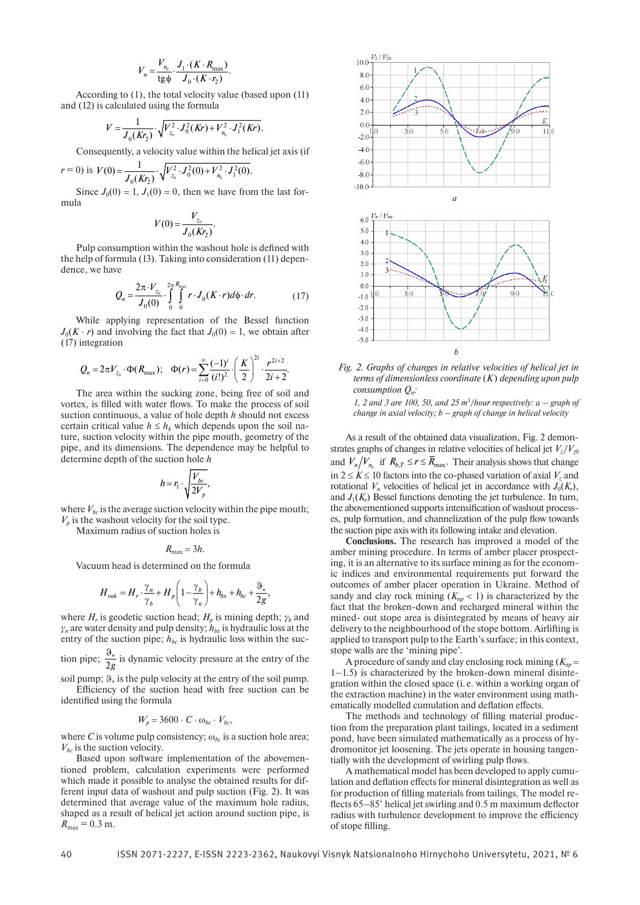$$V_n = \frac{V_{n_0}}{\text{tg}\,\phi} \cdot \frac{J_1 \cdot (K \cdot R_{\max})}{J_0 \cdot (K \cdot r_2)}.$$

According to (1), the total velocity value (based upon (11) and (12) is calculated using the formula

$$V = \frac{1}{J_0(Kr_2)} \cdot \sqrt{V_{z_0}^2 \cdot J_0^2(Kr) + V_{n_0}^2 \cdot J_1^2(Kr)}.$$

Consequently, a velocity value within the helical jet axis (if $r = 0$) is $V(0) = \frac{1}{J_0(Kr_2)} \cdot \sqrt{V_{z_0}^2 \cdot J_0^2(0) + V_{n_0}^2 \cdot J_1^2(0)}$.

Since $J_0(0) = 1$, $J_1(0) = 0$, then we have from the last formula

$$V(0) = \frac{V_{z_0}}{J_0(Kr_2)}.$$

Pulp consumption within the washout hole is defined with the help of formula (13). Taking into consideration (11) dependence, we have

$$Q_n = \frac{2\pi \cdot V_{z_0}}{J_0(0)} \cdot \int_0^{2\pi} \int_0^{R_{\max}} r \cdot J_0(K \cdot r) d\phi \cdot dr. \qquad (17)$$

While applying representation of the Bessel function $J_0(K \cdot r)$ and involving the fact that $J_0(0) = 1$, we obtain after (17) integration

$$Q_n = 2\pi V_{z_0} \cdot \Phi(R_{\max}); \quad \Phi(r) = \sum_{i=0}^{\infty} \frac{(-1)^i}{(i!)^2} \cdot \left(\frac{K}{2}\right)^{2i} \cdot \frac{r^{2i+2}}{2i+2}.$$

The area within the sucking zone, being free of soil and vortex, is filled with water flows. To make the process of soil suction continuous, a value of hole depth $h$ should not excess certain critical value $h \leq h_k$ which depends upon the soil nature, suction velocity within the pipe mouth, geometry of the pipe, and its dimensions. The dependence may be helpful to determine depth of the suction hole $h$

$$h = r_1 \cdot \sqrt{\frac{V_{bc}}{2V_p}},$$

where $V_{bc}$ is the average suction velocity within the pipe mouth; $V_p$ is the washout velocity for the soil type.

Maximum radius of suction holes is

$$R_{\max} = 3h.$$

Vacuum head is determined on the formula

$$H_{vak} = H_r \cdot \frac{\gamma_n}{\gamma_b} + H_p\left(1 - \frac{\gamma_b}{\gamma_n}\right) + h_{bx} + h_{bc} + \frac{\vartheta_*}{2g},$$

where $H_r$ is geodetic suction head; $H_p$ is mining depth; $\gamma_b$ and $\gamma_n$ are water density and pulp density; $h_{bx}$ is hydraulic loss at the entry of the suction pipe; $h_{bc}$ is hydraulic loss within the suction pipe; $\frac{\vartheta_*}{2g}$ is dynamic velocity pressure at the entry of the soil pump; $\vartheta_*$ is the pulp velocity at the entry of the soil pump.

Efficiency of the suction head with free suction can be identified using the formula

$$W_p = 3600 \cdot C \cdot \omega_{bc} \cdot V_{bc},$$

where $C$ is volume pulp consistency; $\omega_{bc}$ is a suction hole area; $V_{bc}$ is the suction velocity.

Based upon software implementation of the abovementioned problem, calculation experiments were performed which made it possible to analyse the obtained results for different input data of washout and pulp suction (Fig. 2). It was determined that average value of the maximum hole radius, shaped as a result of helical jet action around suction pipe, is $R_{\max} = 0.3$ m.

$V_z / V_{z0}$

10.0 8.0 6.0 4.0 2.0 0.0 -2.0 -4.0 -6.0 -8.0 -10.0

1.0 3.0 5.0 7.0 9.0 11.0

1 2 3 K

*a*

$V_n / V_{no}$

6.0 5.0 4.0 3.0 2.0 1.0 0.0 -1.0 -2.0 -3.0 -4.0 -5.0

1.0 3.0 5.0 7.0 9.0 11.0

1 2 3 K

*b*

*Fig. 2. Graphs of changes in relative velocities of helical jet in terms of dimensionless coordinate (K) depending upon pulp consumption $Q_n$:*

*1, 2 and 3 are 100, 50, and 25 m$^3$/hour respectively: a – graph of change in axial velocity; b – graph of change in helical velocity*

As a result of the obtained data visualization, Fig. 2 demonstrates graphs of changes in relative velocities of helical jet $V_z/V_{z0}$ and $V_n/V_{n_0}$ if $R_{b.T} \leq r \leq \overline{R}_{\max}$. Their analysis shows that change in $2 \leq K \leq 10$ factors into the co-phased variation of axial $V_z$ and rotational $V_n$ velocities of helical jet in accordance with $J_0(K_r)$, and $J_1(K_r)$ Bessel functions denoting the jet turbulence. In turn, the abovementioned supports intensification of washout processes, pulp formation, and channelization of the pulp flow towards the suction pipe axis with its following intake and elevation.

**Conclusions.** The research has improved a model of the amber mining procedure. In terms of amber placer prospecting, it is an alternative to its surface mining as for the economic indices and environmental requirements put forward the outcomes of amber placer operation in Ukraine. Method of sandy and clay rock mining ($K_{np} < 1$) is characterized by the fact that the broken-down and recharged mineral within the mined- out stope area is disintegrated by means of heavy air delivery to the neighbourhood of the stope bottom. Airlifting is applied to transport pulp to the Earth's surface; in this context, stope walls are the 'mining pipe'.

A procedure of sandy and clay enclosing rock mining ($K_{np} = 1-1.5$) is characterized by the broken-down mineral disintegration within the closed space (i. e. within a working organ of the extraction machine) in the water environment using mathematically modelled cumulation and deflation effects.

The methods and technology of filling material production from the preparation plant tailings, located in a sediment pond, have been simulated mathematically as a process of hydromonitor jet loosening. The jets operate in housing tangentially with the development of swirling pulp flows.

A mathematical model has been developed to apply cumulation and deflation effects for mineral disintegration as well as for production of filling materials from tailings. The model reflects 65–85° helical jet swirling and 0.5 m maximum deflector radius with turbulence development to improve the efficiency of stope filling.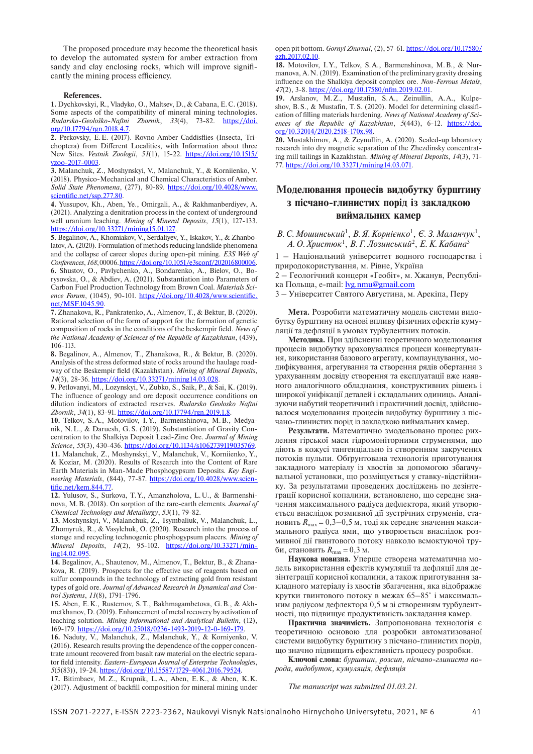The proposed procedure may become the theoretical basis to develop the automated system for amber extraction from sandy and clay enclosing rocks, which will improve significantly the mining process efficiency.

**References.**

**1.** Dychkovskyi, R., Vladyko, O., Maltsev, D., & Cabana, E. C. (2018). Some aspects of the compatibility of mineral mining technologies. *Rudarsko-Geološko-Naftni Zbornik*, *33*(4), 73-82. https://doi.org/10.17794/rgn.2018.4.7.

**2.** Perkovsky, E. E. (2017). Rovno Amber Caddisflies (Insecta, Trichoptera) from Different Localities, with Information about three New Sites. *Vestnik Zoologii*, *51*(1), 15-22. https://doi.org/10.1515/vzoo-2017-0003.

**3.** Malanchuk, Z., Moshynskyi, V., Malanchuk, Y., & Korniienko, V. (2018). Physico-Mechanical and Chemical Characteristics of Amber. *Solid State Phenomena*, (277), 80-89. https://doi.org/10.4028/www.scientific.net/ssp.277.80.

**4.** Yussupov, Kh., Aben, Ye., Omirgali, A., & Rakhmanberdiyev, A. (2021). Analyzing a denitration process in the context of underground well uranium leaching. *Mining of Mineral Deposits*, *15*(1), 127-133. https://doi.org/10.33271/mining15.01.127.

**5.** Begalinov, A., Khomiakov, V., Serdaliyev, Y., Iskakov, Y., & Zhanbolatov, A. (2020). Formulation of methods reducing landslide phenomena and the collapse of career slopes during open-pit mining. *E3S Web of Conferences*, *168*, 00006. https://doi.org/10.1051/e3sconf/202016800006.

**6.** Shustov, O., Pavlychenko, A., Bondarenko, A., Bielov, O., Borysovska, O., & Abdiev, A. (2021). Substantiation into Parameters of Carbon Fuel Production Technology from Brown Coal. *Materials Science Forum*, (1045), 90-101. https://doi.org/10.4028/www.scientific.net/MSF.1045.90.

**7.** Zhanakova, R., Pankratenko, A., Almenov, T., & Bektur, B. (2020). Rational selection of the form of support for the formation of genetic composition of rocks in the conditions of the beskempir field. *News of the National Academy of Sciences of the Republic of Kazakhstan*, (439), 106-113.

**8.** Begalinov, A., Almenov, T., Zhanakova, R., & Bektur, B. (2020). Analysis of the stress deformed state of rocks around the haulage roadway of the Beskempir field (Kazakhstan). *Mining of Mineral Deposits*, *14*(3), 28-36. https://doi.org/10.33271/mining14.03.028.

**9.** Petlovanyi, M., Lozynskyi, V., Zubko, S., Saik, P., & Sai, K. (2019). The influence of geology and ore deposit occurrence conditions on dilution indicators of extracted reserves. *Rudarsko Geolosko Naftni Zbornik*, *34*(1), 83-91. https://doi.org/10.17794/rgn.2019.1.8.

**10.** Telkov, S. A., Motovilov, I. Y., Barmenshinova, M. B., Medyanik, N. L., & Daruesh, G. S. (2019). Substantiation of Gravity Concentration to the Shalkiya Deposit Lead-Zinc Ore. *Journal of Mining Science*, *55*(3), 430-436. https://doi.org/10.1134/s1062739119035769.

**11.** Malanchuk, Z., Moshynskyi, V., Malanchuk, Y., Korniienko, V., & Koziar, M. (2020). Results of Research into the Content of Rare Earth Materials in Man-Made Phosphogypsum Deposits. *Key Engineering Materials*, (844), 77-87. https://doi.org/10.4028/www.scientific.net/kem.844.77.

**12.** Yulusov, S., Surkova, T. Y., Amanzholova, L. U., & Barmenshinova, M. B. (2018). On sorption of the rare-earth elements. *Journal of Chemical Technology and Metallurgy*, *53*(1), 79-82.

**13.** Moshynskyi, V., Malanchuk, Z., Tsymbaliuk, V., Malanchuk, L., Zhomyruk, R., & Vasylchuk, O. (2020). Research into the process of storage and recycling technogenic phosphogypsum placers. *Mining of Mineral Deposits*, *14*(2), 95-102. https://doi.org/10.33271/mining14.02.095.

**14.** Begalinov, A., Shautenov, M., Almenov, T., Bektur, B., & Zhanakova, R. (2019). Prospects for the effective use of reagents based on sulfur compounds in the technology of extracting gold from resistant types of gold ore. *Journal of Advanced Research in Dynamical and Control Systems*, *11*(8), 1791-1796.

**15.** Aben, E. K., Rustemov, S. T., Bakhmagambetova, G. B., & Akhmetkhanov, D. (2019). Enhancement of metal recovery by activation of leaching solution. *Mining Informational and Analytical Bulletin*, (12), 169-179. https://doi.org/10.25018/0236-1493-2019-12-0-169-179.

**16.** Naduty, V., Malanchuk, Z., Malanchuk, Y., & Korniyenko, V. (2016). Research results proving the dependence of the copper concentrate amount recovered from basalt raw material on the electric separator field intensity. *Eastern-European Journal of Enterprise Technologies*, *5*(5(83)), 19-24. https://doi.org/10.15587/1729-4061.2016.79524.

**17.** Bitimbaev, M. Z., Krupnik, L. A., Aben, E. K., & Aben, K. K. (2017). Adjustment of backfill composition for mineral mining under open pit bottom. *Gornyi Zhurnal*, (2), 57-61. https://doi.org/10.17580/gzh.2017.02.10.

**18.** Motovilov, I. Y., Telkov, S. A., Barmenshinova, M. B., & Nurmanova, A. N. (2019). Examination of the preliminary gravity dressing influence on the Shalkiya deposit complex ore. *Non-Ferrous Metals*, *47*(2), 3-8. https://doi.org/10.17580/nfm.2019.02.01.

**19.** Arslanov, M. Z., Mustafin, S. A., Zeinullin, A. A., Kulpeshov, B. S., & Mustafin, T. S. (2020). Model for determining classification of filling materials hardening. *News of National Academy of Sciences of the Republic of Kazakhstan*, *5*(443), 6-12. https://doi.org/10.32014/2020.2518-170x.98.

**20.** Mustakhimov, A., & Zeynullin, A. (2020). Scaled-up laboratory research into dry magnetic separation of the Zhezdinsky concentrating mill tailings in Kazakhstan. *Mining of Mineral Deposits*, *14*(3), 71-77. https://doi.org/10.33271/mining14.03.071.

## Моделювання процесів видобутку бурштину з піщано-глинистих порід із закладкою виймальних камер

*В. С. Мошинський*[1], *В. Я. Корнієнко*[1], *Є. З. Маланчук*[1], *А. О. Христюк*[1], *В. Г. Лозинський*[2], *Е. К. Кабана*[3]

1 – Національний університет водного господарства і природокористування, м. Рівне, Україна

2 – Геологічний концерн «Геобіт», м. Жханув, Республіка Польща, e-mail: lvg.nmu@gmail.com

3 – Університет Святого Августина, м. Арекіпа, Перу

**Мета.** Розробити математичну модель системи видобутку бурштину на основі впливу фізичних ефектів кумуляції та дефляції в умовах турбулентних потоків.

**Методика.** При здійсненні теоретичного моделювання процесів видобутку враховувалися процеси конвертування, використання базового агрегату, компаундування, модифікування, агрегування та створення рядів обертання з урахуванням досвіду створення та експлуатації вже наявного аналогічного обладнання, конструктивних рішень і широкої уніфікації деталей і складальних одиниць. Аналізуючи набутий теоретичний і практичний досвід, здійснювалося моделювання процесів видобутку бурштину з піщано-глинистих порід із закладкою виймальних камер.

**Результати.** Математично змодельовано процес рихлення гірської маси гідромоніторними струменями, що діють в кожусі тангенціально із створенням закручених потоків пульпи. Обгрунтована технологія приготування закладного матеріалу із хвостів за допомогою збагачувальної установки, що розміщується у ставку-відстійнику. За результатами проведених досліджень по дезінтеграції корисної копалини, встановлено, що середнє значення максимального радіуса дефлектора, який утворюється внаслідок розмивної дії зустрічних струменів, становить $R_{max} = 0{,}3–0{,}5$ м, тоді як середнє значення максимального радіуса ями, що утворюється внаслідок розмивної дії гвинтового потоку навколо всмоктуючої труби, становить $R_{max} = 0{,}3$ м.

**Наукова новизна.** Уперше створена математична модель використання ефектів кумуляції та дефляції для дезінтеграції корисної копалини, а також приготування закладного матеріалу із хвостів збагачення, яка відображає крутки гвинтового потоку в межах 65–85° і максимальним радіусом дефлектора 0,5 м зі створенням турбулентності, що підвищує продуктивність закладання камер.

**Практична значимість.** Запропонована технологія є теоретичною основою для розробки автоматизованої системи видобутку бурштину з піщано-глинистих порід, що значно підвищить ефективність процесу розробки.

**Ключові слова:** *бурштин, розсип, піщано-глиниста порода, видобуток, кумуляція, дефляція*

*The manuscript was submitted 01.03.21.*